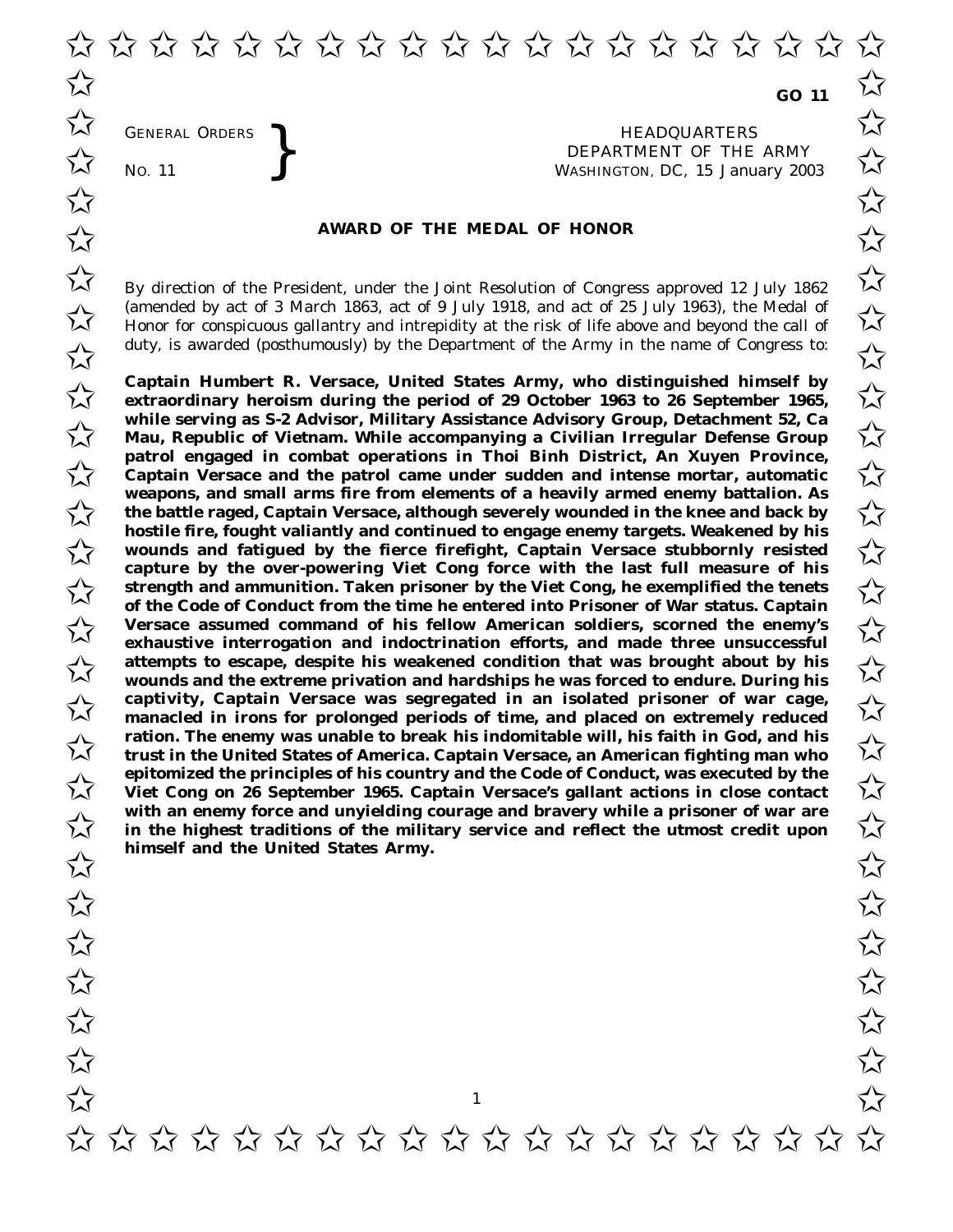GO 11

GENERAL ORDERS
NO. 11

HEADQUARTERS
DEPARTMENT OF THE ARMY
WASHINGTON, DC, 15 January 2003

## AWARD OF THE MEDAL OF HONOR

By direction of the President, under the Joint Resolution of Congress approved 12 July 1862 (amended by act of 3 March 1863, act of 9 July 1918, and act of 25 July 1963), the Medal of Honor for conspicuous gallantry and intrepidity at the risk of life above and beyond the call of duty, is awarded (posthumously) by the Department of the Army in the name of Congress to:

**Captain Humbert R. Versace, United States Army, who distinguished himself by extraordinary heroism during the period of 29 October 1963 to 26 September 1965, while serving as S-2 Advisor, Military Assistance Advisory Group, Detachment 52, Ca Mau, Republic of Vietnam. While accompanying a Civilian Irregular Defense Group patrol engaged in combat operations in Thoi Binh District, An Xuyen Province, Captain Versace and the patrol came under sudden and intense mortar, automatic weapons, and small arms fire from elements of a heavily armed enemy battalion. As the battle raged, Captain Versace, although severely wounded in the knee and back by hostile fire, fought valiantly and continued to engage enemy targets. Weakened by his wounds and fatigued by the fierce firefight, Captain Versace stubbornly resisted capture by the over-powering Viet Cong force with the last full measure of his strength and ammunition. Taken prisoner by the Viet Cong, he exemplified the tenets of the Code of Conduct from the time he entered into Prisoner of War status. Captain Versace assumed command of his fellow American soldiers, scorned the enemy's exhaustive interrogation and indoctrination efforts, and made three unsuccessful attempts to escape, despite his weakened condition that was brought about by his wounds and the extreme privation and hardships he was forced to endure. During his captivity, Captain Versace was segregated in an isolated prisoner of war cage, manacled in irons for prolonged periods of time, and placed on extremely reduced ration. The enemy was unable to break his indomitable will, his faith in God, and his trust in the United States of America. Captain Versace, an American fighting man who epitomized the principles of his country and the Code of Conduct, was executed by the Viet Cong on 26 September 1965. Captain Versace's gallant actions in close contact with an enemy force and unyielding courage and bravery while a prisoner of war are in the highest traditions of the military service and reflect the utmost credit upon himself and the United States Army.**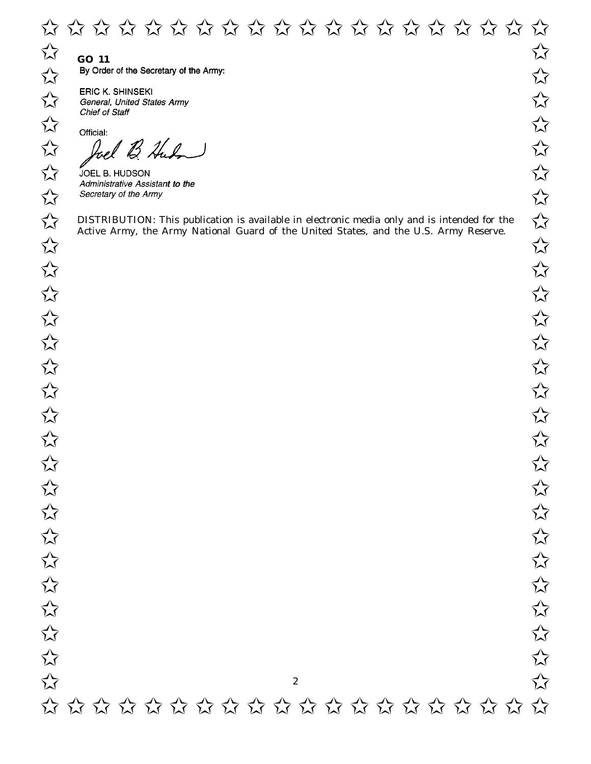**GO 11**

By Order of the Secretary of the Army:

ERIC K. SHINSEKI
*General, United States Army*
*Chief of Staff*

Official:

JOEL B. HUDSON
*Administrative Assistant to the*
*Secretary of the Army*

DISTRIBUTION: This publication is available in electronic media only and is intended for the Active Army, the Army National Guard of the United States, and the U.S. Army Reserve.